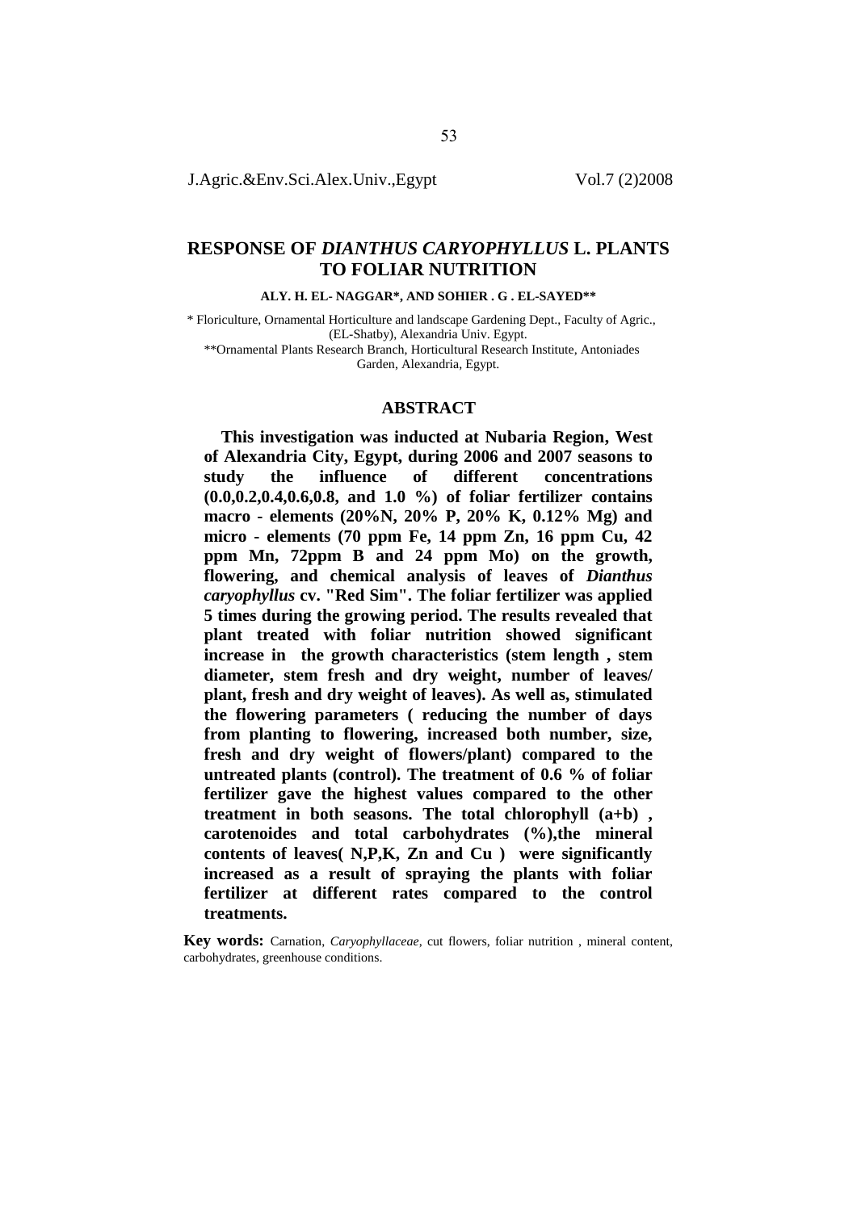# RESPONSE OF *DIANTHUS CARYOPHYLLUS* L. PLANTS TO FOLIAR NUTRITION

**ALY. H. EL- NAGGAR*, AND SOHIER . G . EL-SAYED****

\* Floriculture, Ornamental Horticulture and landscape Gardening Dept., Faculty of Agric., (EL-Shatby), Alexandria Univ. Egypt.

\*\*Ornamental Plants Research Branch, Horticultural Research Institute, Antoniades Garden, Alexandria, Egypt.

## ABSTRACT

**This investigation was inducted at Nubaria Region, West of Alexandria City, Egypt, during 2006 and 2007 seasons to study the influence of different concentrations (0.0,0.2,0.4,0.6,0.8, and 1.0 %) of foliar fertilizer contains macro - elements (20%N, 20% P, 20% K, 0.12% Mg) and micro - elements (70 ppm Fe, 14 ppm Zn, 16 ppm Cu, 42 ppm Mn, 72ppm B and 24 ppm Mo) on the growth, flowering, and chemical analysis of leaves of *Dianthus caryophyllus* cv. "Red Sim". The foliar fertilizer was applied 5 times during the growing period. The results revealed that plant treated with foliar nutrition showed significant increase in the growth characteristics (stem length , stem diameter, stem fresh and dry weight, number of leaves/ plant, fresh and dry weight of leaves). As well as, stimulated the flowering parameters ( reducing the number of days from planting to flowering, increased both number, size, fresh and dry weight of flowers/plant) compared to the untreated plants (control). The treatment of 0.6 % of foliar fertilizer gave the highest values compared to the other treatment in both seasons. The total chlorophyll (a+b) , carotenoides and total carbohydrates (%),the mineral contents of leaves( N,P,K, Zn and Cu ) were significantly increased as a result of spraying the plants with foliar fertilizer at different rates compared to the control treatments.**

**Key words:** Carnation, *Caryophyllaceae*, cut flowers, foliar nutrition , mineral content, carbohydrates, greenhouse conditions.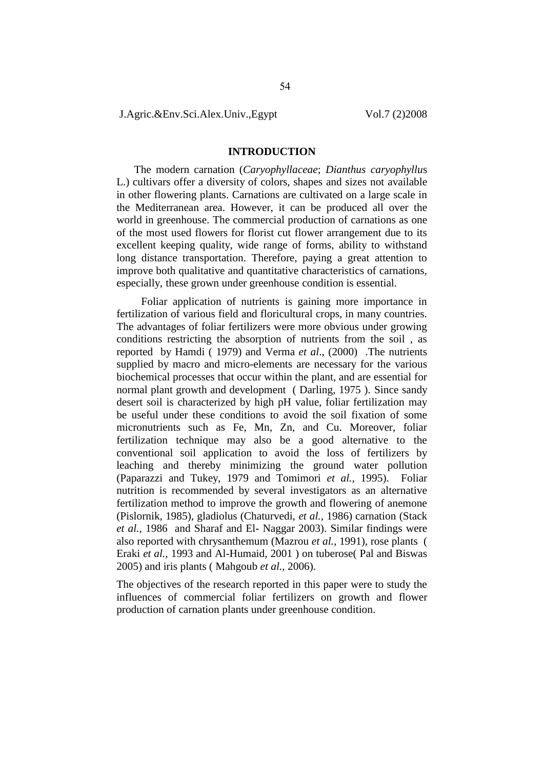## INTRODUCTION

The modern carnation (*Caryophyllaceae*; *Dianthus caryophyllu*s L.) cultivars offer a diversity of colors, shapes and sizes not available in other flowering plants. Carnations are cultivated on a large scale in the Mediterranean area. However, it can be produced all over the world in greenhouse. The commercial production of carnations as one of the most used flowers for florist cut flower arrangement due to its excellent keeping quality, wide range of forms, ability to withstand long distance transportation. Therefore, paying a great attention to improve both qualitative and quantitative characteristics of carnations, especially, these grown under greenhouse condition is essential.

Foliar application of nutrients is gaining more importance in fertilization of various field and floricultural crops, in many countries. The advantages of foliar fertilizers were more obvious under growing conditions restricting the absorption of nutrients from the soil , as reported by Hamdi ( 1979) and Verma *et al*., (2000) .The nutrients supplied by macro and micro-elements are necessary for the various biochemical processes that occur within the plant, and are essential for normal plant growth and development ( Darling, 1975 ). Since sandy desert soil is characterized by high pH value, foliar fertilization may be useful under these conditions to avoid the soil fixation of some micronutrients such as Fe, Mn, Zn, and Cu. Moreover, foliar fertilization technique may also be a good alternative to the conventional soil application to avoid the loss of fertilizers by leaching and thereby minimizing the ground water pollution (Paparazzi and Tukey, 1979 and Tomimori *et al.,* 1995). Foliar nutrition is recommended by several investigators as an alternative fertilization method to improve the growth and flowering of anemone (Pislornik, 1985), gladiolus (Chaturvedi, *et al.,* 1986) carnation (Stack *et al.,* 1986 and Sharaf and El- Naggar 2003). Similar findings were also reported with chrysanthemum (Mazrou *et al.,* 1991), rose plants ( Eraki *et al.,* 1993 and Al-Humaid, 2001 ) on tuberose( Pal and Biswas 2005) and iris plants ( Mahgoub *et al.,* 2006).

The objectives of the research reported in this paper were to study the influences of commercial foliar fertilizers on growth and flower production of carnation plants under greenhouse condition.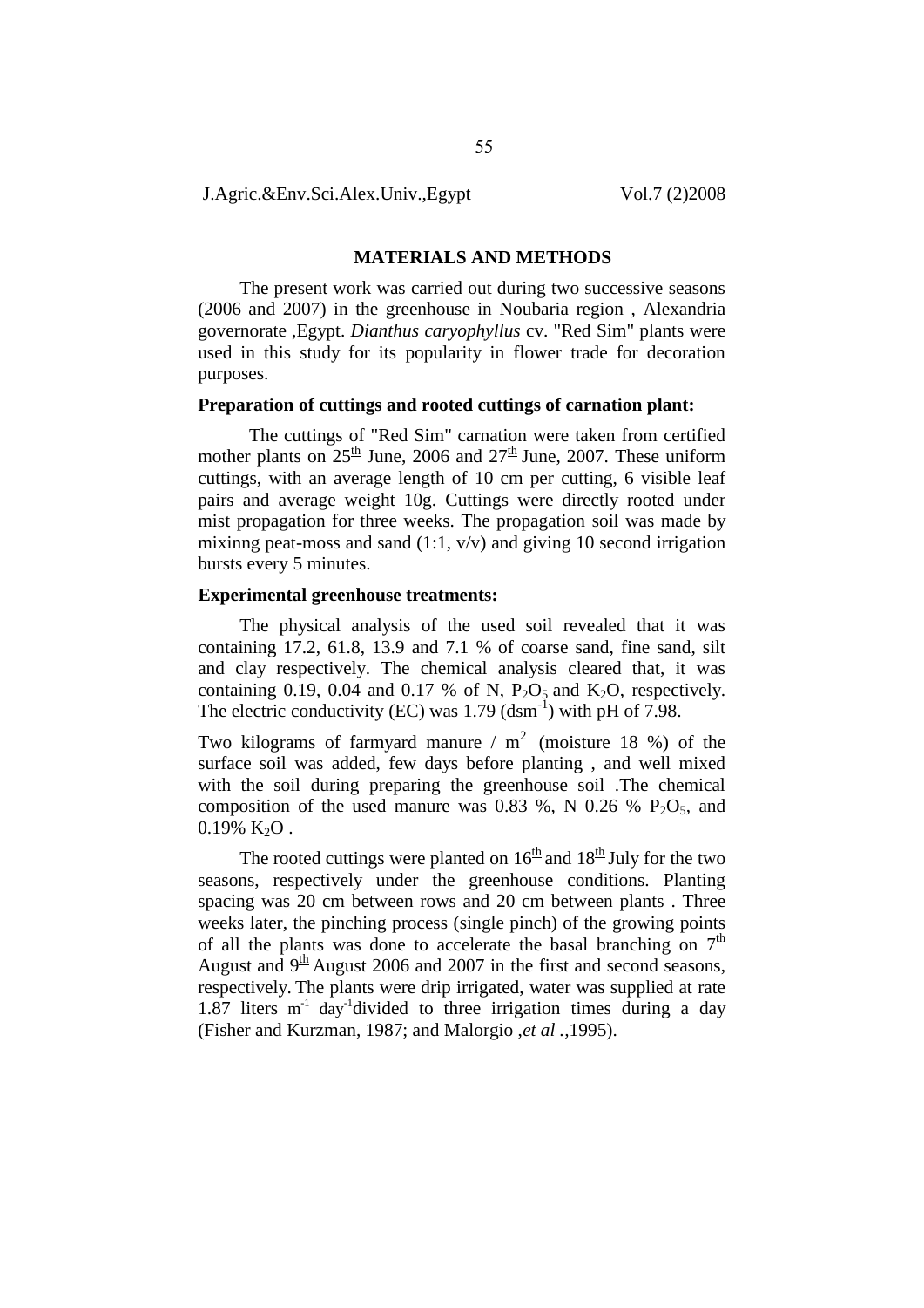## MATERIALS AND METHODS

The present work was carried out during two successive seasons (2006 and 2007) in the greenhouse in Noubaria region , Alexandria governorate ,Egypt. *Dianthus caryophyllus* cv. "Red Sim" plants were used in this study for its popularity in flower trade for decoration purposes.

### Preparation of cuttings and rooted cuttings of carnation plant:

The cuttings of "Red Sim" carnation were taken from certified mother plants on $25^{\underline{th}}$ June, 2006 and $27^{\underline{th}}$ June, 2007. These uniform cuttings, with an average length of 10 cm per cutting, 6 visible leaf pairs and average weight 10g. Cuttings were directly rooted under mist propagation for three weeks. The propagation soil was made by mixinng peat-moss and sand (1:1, v/v) and giving 10 second irrigation bursts every 5 minutes.

### Experimental greenhouse treatments:

The physical analysis of the used soil revealed that it was containing 17.2, 61.8, 13.9 and 7.1 % of coarse sand, fine sand, silt and clay respectively. The chemical analysis cleared that, it was containing 0.19, 0.04 and 0.17 % of N, $P_2O_5$ and $K_2O$, respectively. The electric conductivity (EC) was 1.79 ($dsm^{-1}$) with pH of 7.98.

Two kilograms of farmyard manure / $m^2$ (moisture 18 %) of the surface soil was added, few days before planting , and well mixed with the soil during preparing the greenhouse soil .The chemical composition of the used manure was 0.83 %, N 0.26 % $P_2O_5$, and 0.19% $K_2O$ .

The rooted cuttings were planted on $16^{\underline{th}}$ and $18^{\underline{th}}$ July for the two seasons, respectively under the greenhouse conditions. Planting spacing was 20 cm between rows and 20 cm between plants . Three weeks later, the pinching process (single pinch) of the growing points of all the plants was done to accelerate the basal branching on $7^{\underline{th}}$ August and $9^{\underline{th}}$ August 2006 and 2007 in the first and second seasons, respectively. The plants were drip irrigated, water was supplied at rate 1.87 liters $m^{-1}$ $day^{-1}$divided to three irrigation times during a day (Fisher and Kurzman, 1987; and Malorgio ,*et al* .,1995).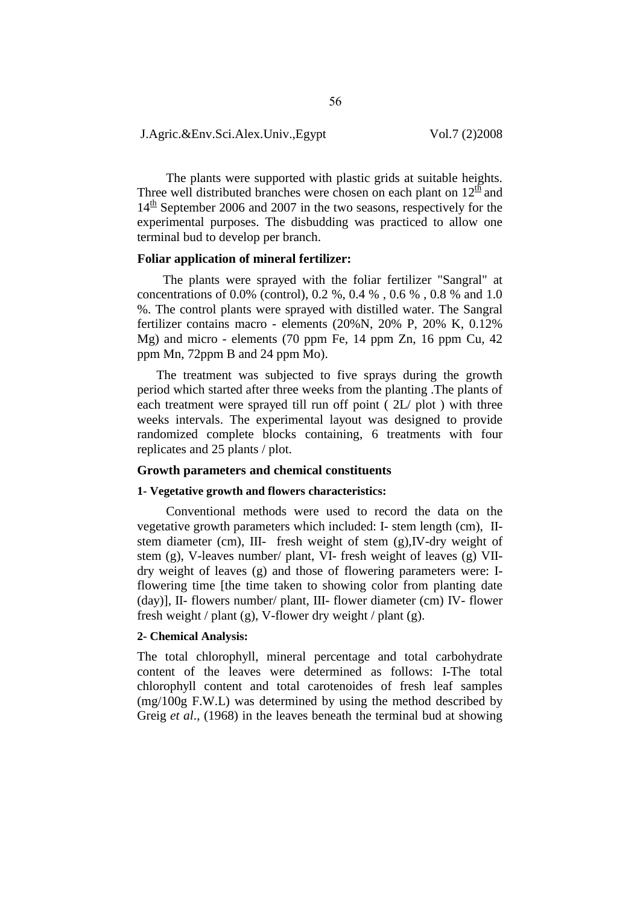The plants were supported with plastic grids at suitable heights. Three well distributed branches were chosen on each plant on 12th and 14th September 2006 and 2007 in the two seasons, respectively for the experimental purposes. The disbudding was practiced to allow one terminal bud to develop per branch.

**Foliar application of mineral fertilizer:**

The plants were sprayed with the foliar fertilizer "Sangral" at concentrations of 0.0% (control), 0.2 %, 0.4 % , 0.6 % , 0.8 % and 1.0 %. The control plants were sprayed with distilled water. The Sangral fertilizer contains macro - elements (20%N, 20% P, 20% K, 0.12% Mg) and micro - elements (70 ppm Fe, 14 ppm Zn, 16 ppm Cu, 42 ppm Mn, 72ppm B and 24 ppm Mo).

The treatment was subjected to five sprays during the growth period which started after three weeks from the planting .The plants of each treatment were sprayed till run off point ( 2L/ plot ) with three weeks intervals. The experimental layout was designed to provide randomized complete blocks containing, 6 treatments with four replicates and 25 plants / plot.

**Growth parameters and chemical constituents**

**1- Vegetative growth and flowers characteristics:**

Conventional methods were used to record the data on the vegetative growth parameters which included: I- stem length (cm), II- stem diameter (cm), III- fresh weight of stem (g),IV-dry weight of stem (g), V-leaves number/ plant, VI- fresh weight of leaves (g) VII- dry weight of leaves (g) and those of flowering parameters were: I- flowering time [the time taken to showing color from planting date (day)], II- flowers number/ plant, III- flower diameter (cm) IV- flower fresh weight / plant (g), V-flower dry weight / plant (g).

**2- Chemical Analysis:**

The total chlorophyll, mineral percentage and total carbohydrate content of the leaves were determined as follows: I-The total chlorophyll content and total carotenoides of fresh leaf samples (mg/100g F.W.L) was determined by using the method described by Greig *et al*., (1968) in the leaves beneath the terminal bud at showing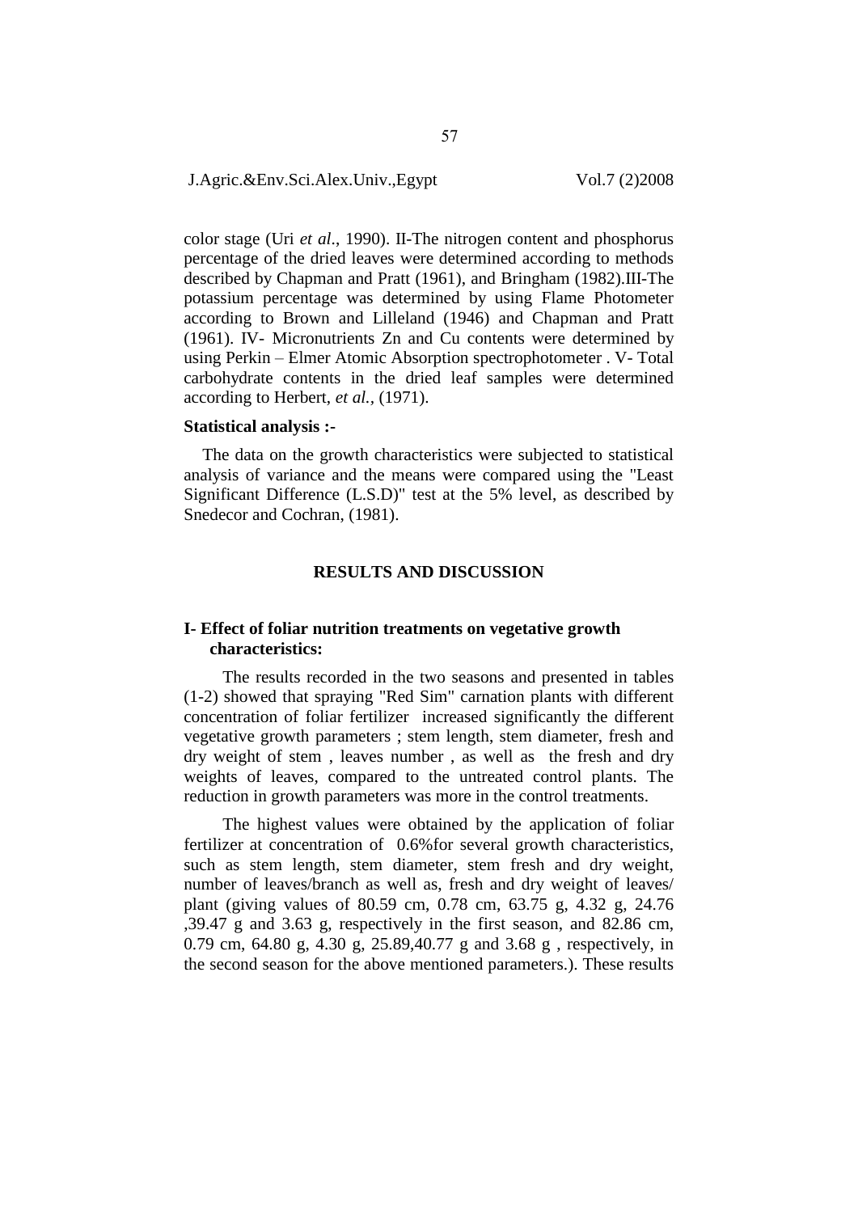color stage (Uri *et al*., 1990). II-The nitrogen content and phosphorus percentage of the dried leaves were determined according to methods described by Chapman and Pratt (1961), and Bringham (1982).III-The potassium percentage was determined by using Flame Photometer according to Brown and Lilleland (1946) and Chapman and Pratt (1961). IV- Micronutrients Zn and Cu contents were determined by using Perkin – Elmer Atomic Absorption spectrophotometer . V- Total carbohydrate contents in the dried leaf samples were determined according to Herbert, *et al.,* (1971).

**Statistical analysis :-**

The data on the growth characteristics were subjected to statistical analysis of variance and the means were compared using the "Least Significant Difference (L.S.D)" test at the 5% level, as described by Snedecor and Cochran, (1981).

## RESULTS AND DISCUSSION

### I- Effect of foliar nutrition treatments on vegetative growth characteristics:

The results recorded in the two seasons and presented in tables (1-2) showed that spraying "Red Sim" carnation plants with different concentration of foliar fertilizer increased significantly the different vegetative growth parameters ; stem length, stem diameter, fresh and dry weight of stem , leaves number , as well as the fresh and dry weights of leaves, compared to the untreated control plants. The reduction in growth parameters was more in the control treatments.

The highest values were obtained by the application of foliar fertilizer at concentration of 0.6%for several growth characteristics, such as stem length, stem diameter, stem fresh and dry weight, number of leaves/branch as well as, fresh and dry weight of leaves/ plant (giving values of 80.59 cm, 0.78 cm, 63.75 g, 4.32 g, 24.76 ,39.47 g and 3.63 g, respectively in the first season, and 82.86 cm, 0.79 cm, 64.80 g, 4.30 g, 25.89,40.77 g and 3.68 g , respectively, in the second season for the above mentioned parameters.). These results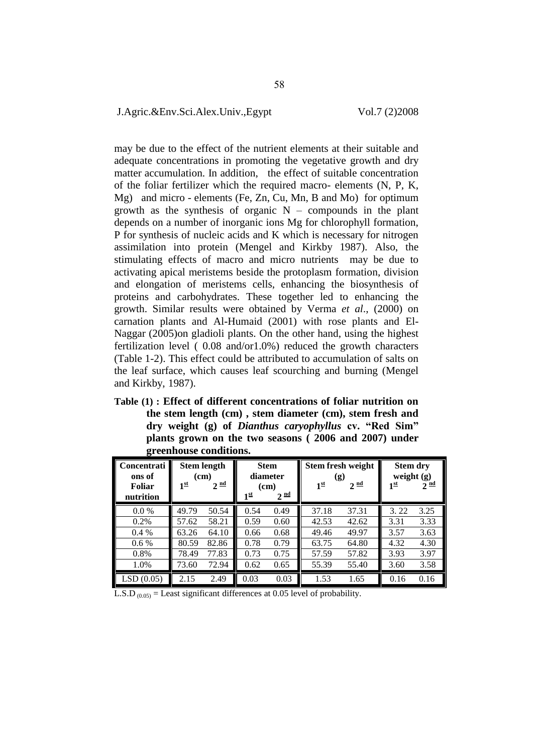may be due to the effect of the nutrient elements at their suitable and adequate concentrations in promoting the vegetative growth and dry matter accumulation. In addition, the effect of suitable concentration of the foliar fertilizer which the required macro- elements (N, P, K, Mg) and micro - elements (Fe, Zn, Cu, Mn, B and Mo) for optimum growth as the synthesis of organic N – compounds in the plant depends on a number of inorganic ions Mg for chlorophyll formation, P for synthesis of nucleic acids and K which is necessary for nitrogen assimilation into protein (Mengel and Kirkby 1987). Also, the stimulating effects of macro and micro nutrients may be due to activating apical meristems beside the protoplasm formation, division and elongation of meristems cells, enhancing the biosynthesis of proteins and carbohydrates. These together led to enhancing the growth. Similar results were obtained by Verma *et al*., (2000) on carnation plants and Al-Humaid (2001) with rose plants and El-Naggar (2005)on gladioli plants. On the other hand, using the highest fertilization level ( 0.08 and/or1.0%) reduced the growth characters (Table 1-2). This effect could be attributed to accumulation of salts on the leaf surface, which causes leaf scourching and burning (Mengel and Kirkby, 1987).

**Table (1) : Effect of different concentrations of foliar nutrition on the stem length (cm) , stem diameter (cm), stem fresh and dry weight (g) of *Dianthus caryophyllus* cv. "Red Sim" plants grown on the two seasons ( 2006 and 2007) under greenhouse conditions.**

| Concentrations of Foliar nutrition | Stem length (cm) | | Stem diameter (cm) | | Stem fresh weight (g) | | Stem dry weight (g) | |
|---|---|---|---|---|---|---|---|---|
| | 1st | 2nd | 1st | 2nd | 1st | 2nd | 1st | 2nd |
| 0.0 % | 49.79 | 50.54 | 0.54 | 0.49 | 37.18 | 37.31 | 3. 22 | 3.25 |
| 0.2% | 57.62 | 58.21 | 0.59 | 0.60 | 42.53 | 42.62 | 3.31 | 3.33 |
| 0.4 % | 63.26 | 64.10 | 0.66 | 0.68 | 49.46 | 49.97 | 3.57 | 3.63 |
| 0.6 % | 80.59 | 82.86 | 0.78 | 0.79 | 63.75 | 64.80 | 4.32 | 4.30 |
| 0.8% | 78.49 | 77.83 | 0.73 | 0.75 | 57.59 | 57.82 | 3.93 | 3.97 |
| 1.0% | 73.60 | 72.94 | 0.62 | 0.65 | 55.39 | 55.40 | 3.60 | 3.58 |
| LSD (0.05) | 2.15 | 2.49 | 0.03 | 0.03 | 1.53 | 1.65 | 0.16 | 0.16 |

$L.S.D_{(0.05)}$ = Least significant differences at 0.05 level of probability.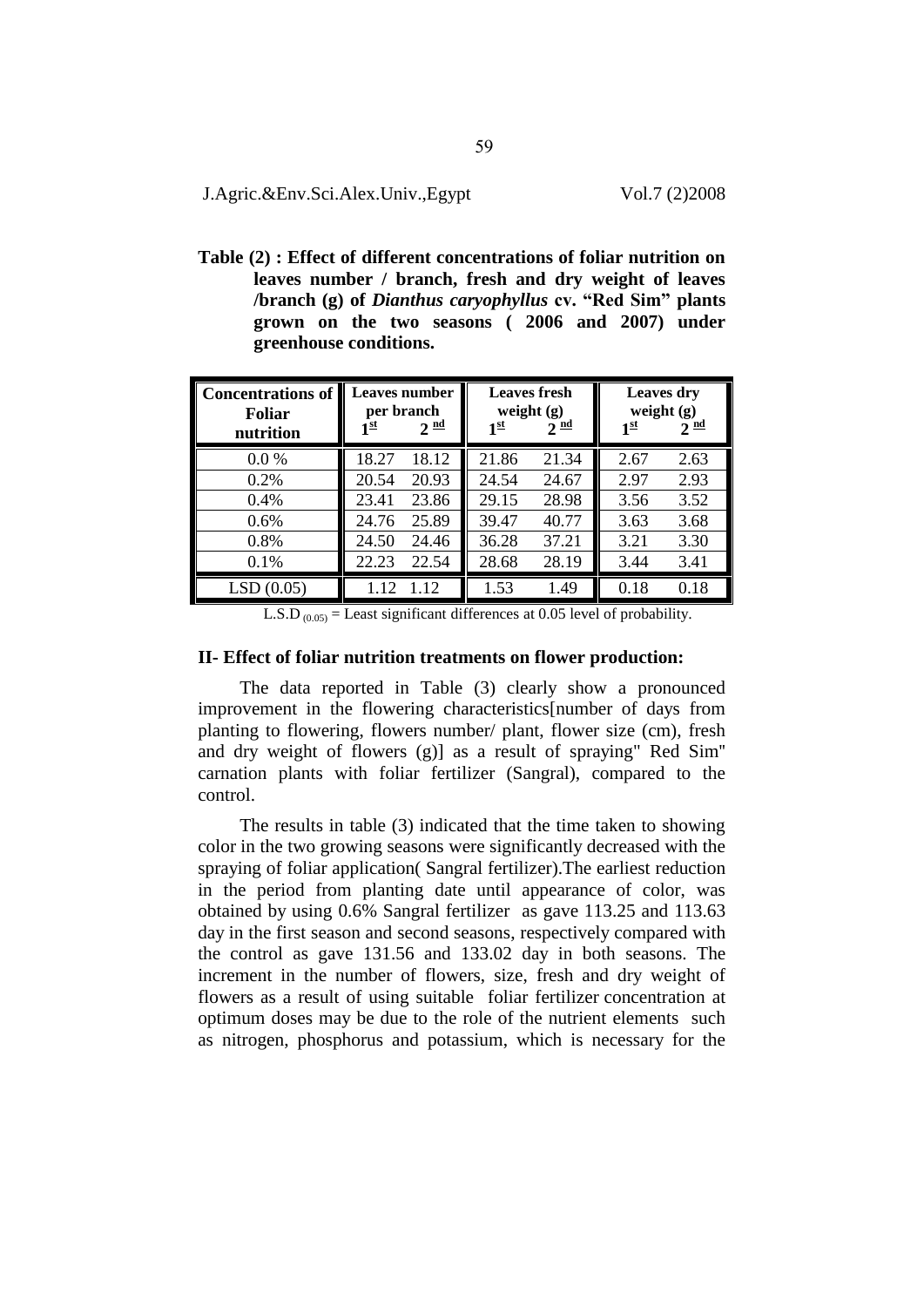**Table (2) : Effect of different concentrations of foliar nutrition on leaves number / branch, fresh and dry weight of leaves /branch (g) of *Dianthus caryophyllus* cv. "Red Sim" plants grown on the two seasons ( 2006 and 2007) under greenhouse conditions.**

| Concentrations of Foliar nutrition | Leaves number per branch | | Leaves fresh weight (g) | | Leaves dry weight (g) | |
|---|---|---|---|---|---|---|
| | 1st | 2nd | 1st | 2nd | 1st | 2nd |
| 0.0 % | 18.27 | 18.12 | 21.86 | 21.34 | 2.67 | 2.63 |
| 0.2% | 20.54 | 20.93 | 24.54 | 24.67 | 2.97 | 2.93 |
| 0.4% | 23.41 | 23.86 | 29.15 | 28.98 | 3.56 | 3.52 |
| 0.6% | 24.76 | 25.89 | 39.47 | 40.77 | 3.63 | 3.68 |
| 0.8% | 24.50 | 24.46 | 36.28 | 37.21 | 3.21 | 3.30 |
| 0.1% | 22.23 | 22.54 | 28.68 | 28.19 | 3.44 | 3.41 |
| LSD (0.05) | 1.12 | 1.12 | 1.53 | 1.49 | 0.18 | 0.18 |

$L.S.D_{(0.05)}$ = Least significant differences at 0.05 level of probability.

**II- Effect of foliar nutrition treatments on flower production:**

The data reported in Table (3) clearly show a pronounced improvement in the flowering characteristics[number of days from planting to flowering, flowers number/ plant, flower size (cm), fresh and dry weight of flowers (g)] as a result of spraying" Red Sim" carnation plants with foliar fertilizer (Sangral), compared to the control.

The results in table (3) indicated that the time taken to showing color in the two growing seasons were significantly decreased with the spraying of foliar application( Sangral fertilizer).The earliest reduction in the period from planting date until appearance of color, was obtained by using 0.6% Sangral fertilizer as gave 113.25 and 113.63 day in the first season and second seasons, respectively compared with the control as gave 131.56 and 133.02 day in both seasons. The increment in the number of flowers, size, fresh and dry weight of flowers as a result of using suitable foliar fertilizer concentration at optimum doses may be due to the role of the nutrient elements such as nitrogen, phosphorus and potassium, which is necessary for the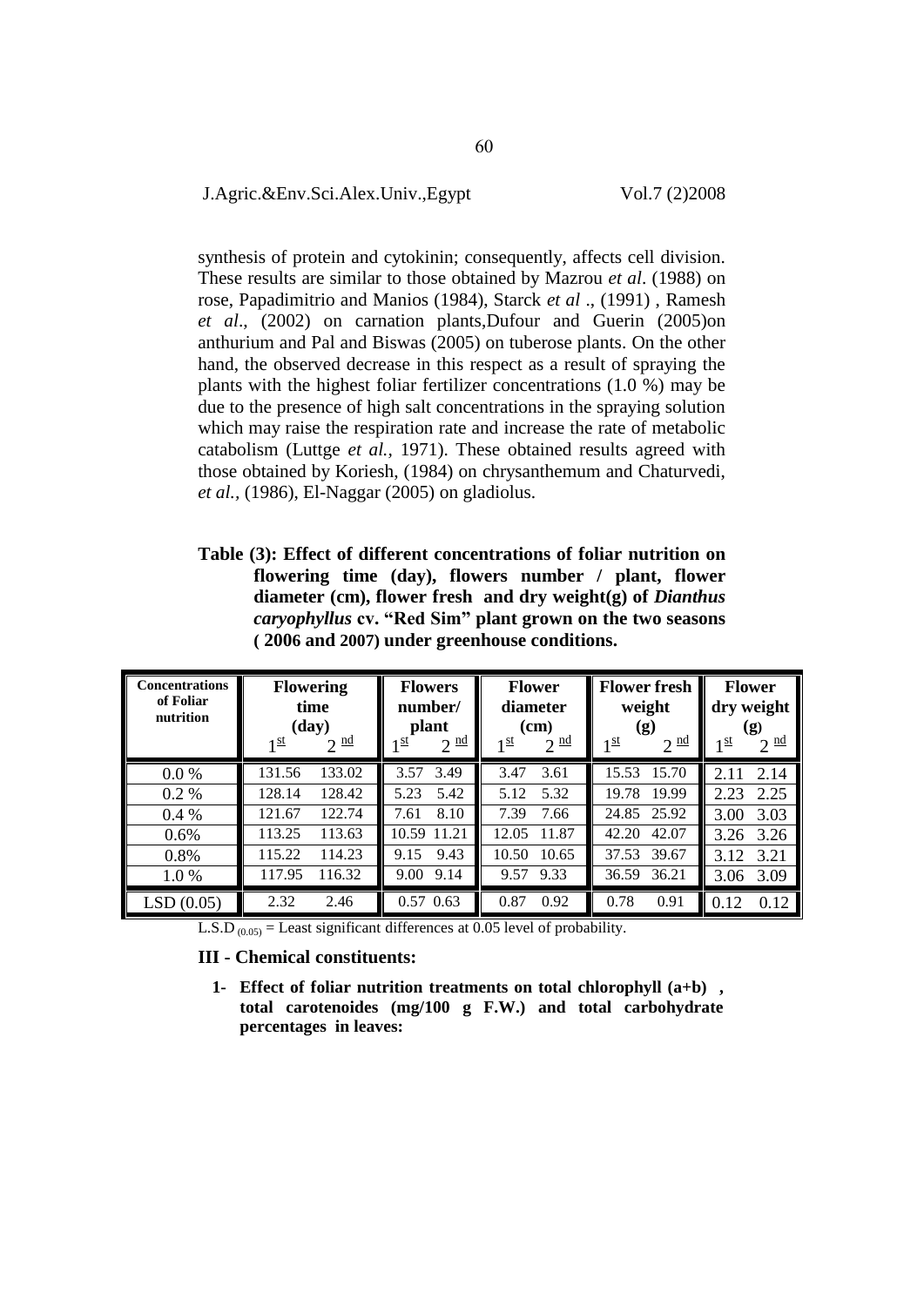synthesis of protein and cytokinin; consequently, affects cell division. These results are similar to those obtained by Mazrou *et al*. (1988) on rose, Papadimitrio and Manios (1984), Starck *et al* ., (1991) , Ramesh *et al*., (2002) on carnation plants,Dufour and Guerin (2005)on anthurium and Pal and Biswas (2005) on tuberose plants. On the other hand, the observed decrease in this respect as a result of spraying the plants with the highest foliar fertilizer concentrations (1.0 %) may be due to the presence of high salt concentrations in the spraying solution which may raise the respiration rate and increase the rate of metabolic catabolism (Luttge *et al.,* 1971). These obtained results agreed with those obtained by Koriesh, (1984) on chrysanthemum and Chaturvedi, *et al.,* (1986), El-Naggar (2005) on gladiolus.

**Table (3): Effect of different concentrations of foliar nutrition on flowering time (day), flowers number / plant, flower diameter (cm), flower fresh and dry weight(g) of *Dianthus caryophyllus* cv. "Red Sim" plant grown on the two seasons ( 2006 and 2007) under greenhouse conditions.**

| Concentrations of Foliar nutrition | Flowering time (day) | | Flowers number/ plant | | Flower diameter (cm) | | Flower fresh weight (g) | | Flower dry weight (g) | |
|---|---|---|---|---|---|---|---|---|---|---|
| | 1st | 2nd | 1st | 2nd | 1st | 2nd | 1st | 2nd | 1st | 2nd |
| 0.0 % | 131.56 | 133.02 | 3.57 | 3.49 | 3.47 | 3.61 | 15.53 | 15.70 | 2.11 | 2.14 |
| 0.2 % | 128.14 | 128.42 | 5.23 | 5.42 | 5.12 | 5.32 | 19.78 | 19.99 | 2.23 | 2.25 |
| 0.4 % | 121.67 | 122.74 | 7.61 | 8.10 | 7.39 | 7.66 | 24.85 | 25.92 | 3.00 | 3.03 |
| 0.6% | 113.25 | 113.63 | 10.59 | 11.21 | 12.05 | 11.87 | 42.20 | 42.07 | 3.26 | 3.26 |
| 0.8% | 115.22 | 114.23 | 9.15 | 9.43 | 10.50 | 10.65 | 37.53 | 39.67 | 3.12 | 3.21 |
| 1.0 % | 117.95 | 116.32 | 9.00 | 9.14 | 9.57 | 9.33 | 36.59 | 36.21 | 3.06 | 3.09 |
| LSD (0.05) | 2.32 | 2.46 | 0.57 | 0.63 | 0.87 | 0.92 | 0.78 | 0.91 | 0.12 | 0.12 |

$L.S.D_{(0.05)}$ = Least significant differences at 0.05 level of probability.

### III - Chemical constituents:

1- **Effect of foliar nutrition treatments on total chlorophyll (a+b) , total carotenoides (mg/100 g F.W.) and total carbohydrate percentages in leaves:**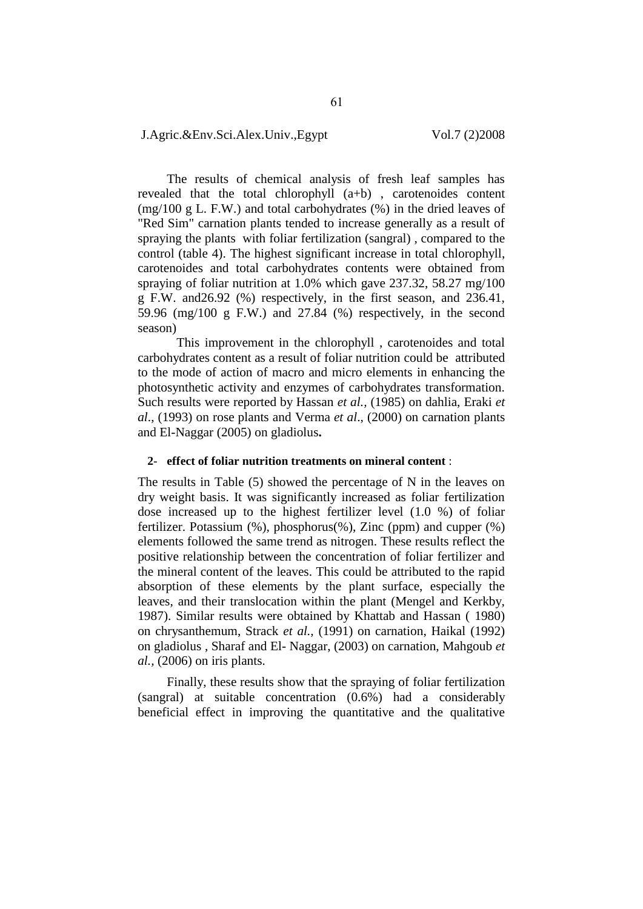The results of chemical analysis of fresh leaf samples has revealed that the total chlorophyll (a+b) , carotenoides content (mg/100 g L. F.W.) and total carbohydrates (%) in the dried leaves of "Red Sim" carnation plants tended to increase generally as a result of spraying the plants with foliar fertilization (sangral) , compared to the control (table 4). The highest significant increase in total chlorophyll, carotenoides and total carbohydrates contents were obtained from spraying of foliar nutrition at 1.0% which gave 237.32, 58.27 mg/100 g F.W. and26.92 (%) respectively, in the first season, and 236.41, 59.96 (mg/100 g F.W.) and 27.84 (%) respectively, in the second season)

This improvement in the chlorophyll , carotenoides and total carbohydrates content as a result of foliar nutrition could be attributed to the mode of action of macro and micro elements in enhancing the photosynthetic activity and enzymes of carbohydrates transformation. Such results were reported by Hassan *et al.*, (1985) on dahlia, Eraki *et al*., (1993) on rose plants and Verma *et al*., (2000) on carnation plants and El-Naggar (2005) on gladiolus**.**

**2- effect of foliar nutrition treatments on mineral content** :

The results in Table (5) showed the percentage of N in the leaves on dry weight basis. It was significantly increased as foliar fertilization dose increased up to the highest fertilizer level (1.0 %) of foliar fertilizer. Potassium (%), phosphorus(%), Zinc (ppm) and cupper (%) elements followed the same trend as nitrogen. These results reflect the positive relationship between the concentration of foliar fertilizer and the mineral content of the leaves. This could be attributed to the rapid absorption of these elements by the plant surface, especially the leaves, and their translocation within the plant (Mengel and Kerkby, 1987). Similar results were obtained by Khattab and Hassan ( 1980) on chrysanthemum, Strack *et al.,* (1991) on carnation, Haikal (1992) on gladiolus , Sharaf and El- Naggar, (2003) on carnation, Mahgoub *et al.,* (2006) on iris plants.

Finally, these results show that the spraying of foliar fertilization (sangral) at suitable concentration (0.6%) had a considerably beneficial effect in improving the quantitative and the qualitative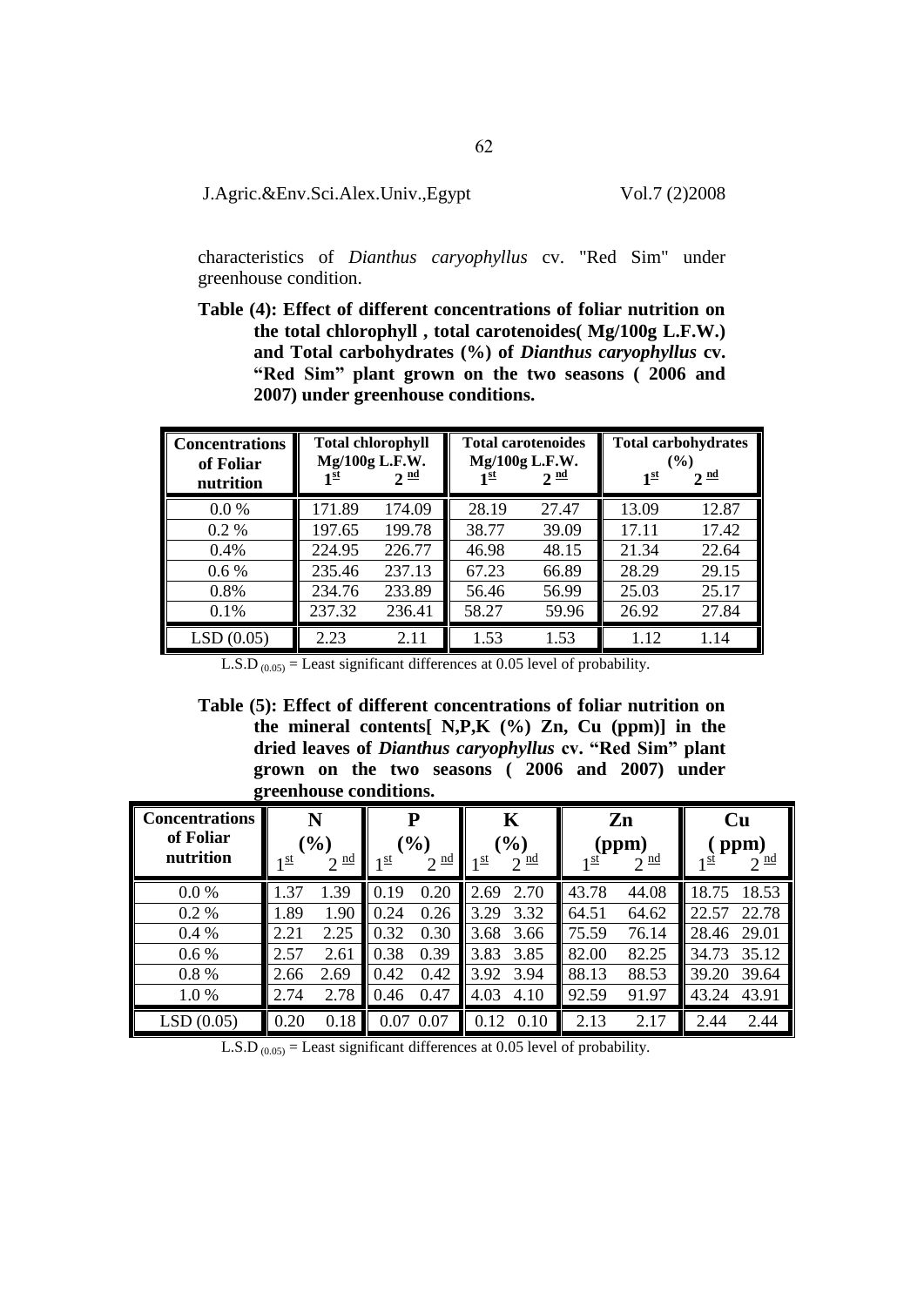characteristics of *Dianthus caryophyllus* cv. "Red Sim" under greenhouse condition.

**Table (4): Effect of different concentrations of foliar nutrition on the total chlorophyll , total carotenoides( Mg/100g L.F.W.) and Total carbohydrates (%) of *Dianthus caryophyllus* cv. "Red Sim" plant grown on the two seasons ( 2006 and 2007) under greenhouse conditions.**

| Concentrations of Foliar nutrition | Total chlorophyll Mg/100g L.F.W. | | Total carotenoides Mg/100g L.F.W. | | Total carbohydrates (%) | |
|---|---|---|---|---|---|---|
| | 1st | 2 nd | 1st | 2 nd | 1st | 2 nd |
| 0.0 % | 171.89 | 174.09 | 28.19 | 27.47 | 13.09 | 12.87 |
| 0.2 % | 197.65 | 199.78 | 38.77 | 39.09 | 17.11 | 17.42 |
| 0.4% | 224.95 | 226.77 | 46.98 | 48.15 | 21.34 | 22.64 |
| 0.6 % | 235.46 | 237.13 | 67.23 | 66.89 | 28.29 | 29.15 |
| 0.8% | 234.76 | 233.89 | 56.46 | 56.99 | 25.03 | 25.17 |
| 0.1% | 237.32 | 236.41 | 58.27 | 59.96 | 26.92 | 27.84 |
| LSD (0.05) | 2.23 | 2.11 | 1.53 | 1.53 | 1.12 | 1.14 |

L.S.D $_{(0.05)}$ = Least significant differences at 0.05 level of probability.

**Table (5): Effect of different concentrations of foliar nutrition on the mineral contents[ N,P,K (%) Zn, Cu (ppm)] in the dried leaves of *Dianthus caryophyllus* cv. "Red Sim" plant grown on the two seasons ( 2006 and 2007) under greenhouse conditions.**

| Concentrations of Foliar nutrition | N (%) | | P (%) | | K (%) | | Zn (ppm) | | Cu ( ppm) | |
|---|---|---|---|---|---|---|---|---|---|---|
| | 1st | 2 nd | 1st | 2 nd | 1st | 2 nd | 1st | 2 nd | 1st | 2 nd |
| 0.0 % | 1.37 | 1.39 | 0.19 | 0.20 | 2.69 | 2.70 | 43.78 | 44.08 | 18.75 | 18.53 |
| 0.2 % | 1.89 | 1.90 | 0.24 | 0.26 | 3.29 | 3.32 | 64.51 | 64.62 | 22.57 | 22.78 |
| 0.4 % | 2.21 | 2.25 | 0.32 | 0.30 | 3.68 | 3.66 | 75.59 | 76.14 | 28.46 | 29.01 |
| 0.6 % | 2.57 | 2.61 | 0.38 | 0.39 | 3.83 | 3.85 | 82.00 | 82.25 | 34.73 | 35.12 |
| 0.8 % | 2.66 | 2.69 | 0.42 | 0.42 | 3.92 | 3.94 | 88.13 | 88.53 | 39.20 | 39.64 |
| 1.0 % | 2.74 | 2.78 | 0.46 | 0.47 | 4.03 | 4.10 | 92.59 | 91.97 | 43.24 | 43.91 |
| LSD (0.05) | 0.20 | 0.18 | 0.07 | 0.07 | 0.12 | 0.10 | 2.13 | 2.17 | 2.44 | 2.44 |

L.S.D $_{(0.05)}$ = Least significant differences at 0.05 level of probability.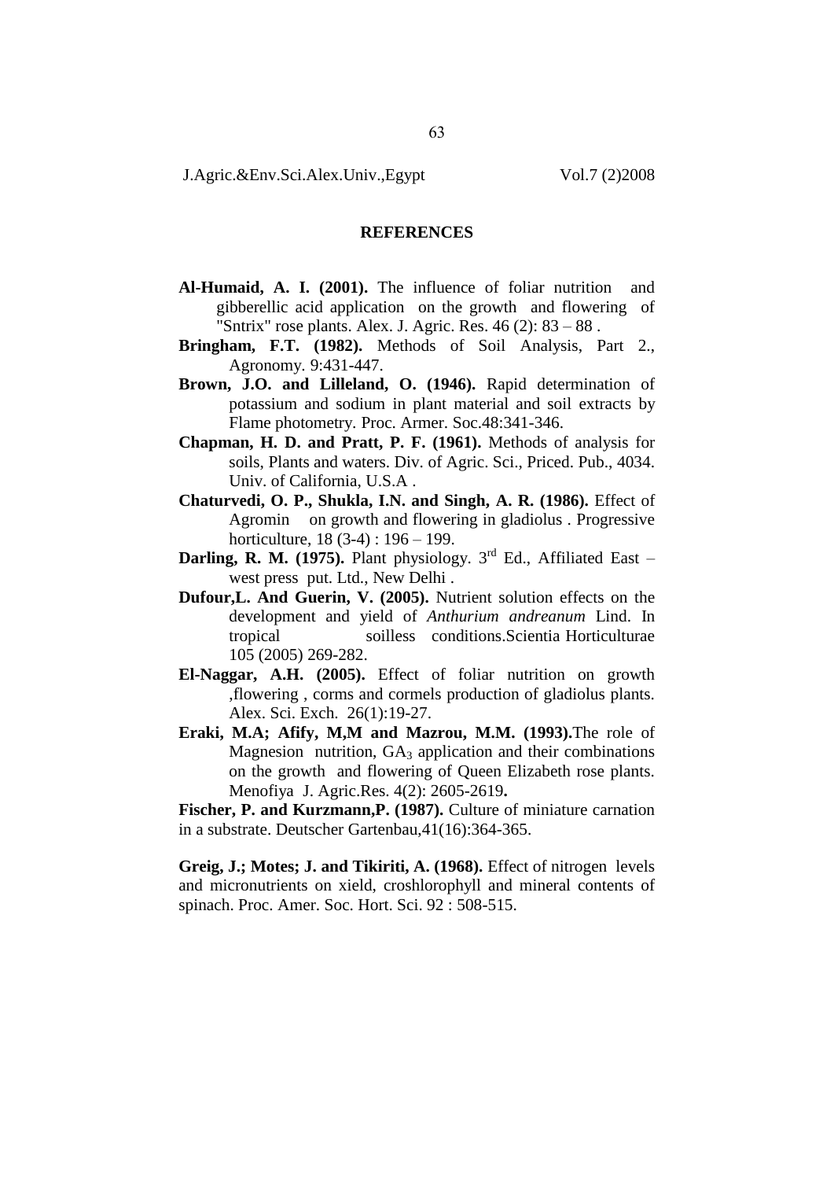## REFERENCES

**Al-Humaid, A. I. (2001).** The influence of foliar nutrition and gibberellic acid application on the growth and flowering of "Sntrix" rose plants. Alex. J. Agric. Res. 46 (2): 83 – 88 .

**Bringham, F.T. (1982).** Methods of Soil Analysis, Part 2., Agronomy. 9:431-447.

**Brown, J.O. and Lilleland, O. (1946).** Rapid determination of potassium and sodium in plant material and soil extracts by Flame photometry. Proc. Armer. Soc.48:341-346.

**Chapman, H. D. and Pratt, P. F. (1961).** Methods of analysis for soils, Plants and waters. Div. of Agric. Sci., Priced. Pub., 4034. Univ. of California, U.S.A .

**Chaturvedi, O. P., Shukla, I.N. and Singh, A. R. (1986).** Effect of Agromin on growth and flowering in gladiolus . Progressive horticulture, 18 (3-4) : 196 – 199.

**Darling, R. M. (1975).** Plant physiology. 3rd Ed., Affiliated East – west press put. Ltd., New Delhi .

**Dufour,L. And Guerin, V. (2005).** Nutrient solution effects on the development and yield of *Anthurium andreanum* Lind. In tropical soilless conditions.Scientia Horticulturae 105 (2005) 269-282.

**El-Naggar, A.H. (2005).** Effect of foliar nutrition on growth ,flowering , corms and cormels production of gladiolus plants. Alex. Sci. Exch. 26(1):19-27.

**Eraki, M.A; Afify, M,M and Mazrou, M.M. (1993).**The role of Magnesion nutrition, $GA_3$ application and their combinations on the growth and flowering of Queen Elizabeth rose plants. Menofiya J. Agric.Res. 4(2): 2605-2619**.**

**Fischer, P. and Kurzmann,P. (1987).** Culture of miniature carnation in a substrate. Deutscher Gartenbau,41(16):364-365.

**Greig, J.; Motes; J. and Tikiriti, A. (1968).** Effect of nitrogen levels and micronutrients on xield, croshlorophyll and mineral contents of spinach. Proc. Amer. Soc. Hort. Sci. 92 : 508-515.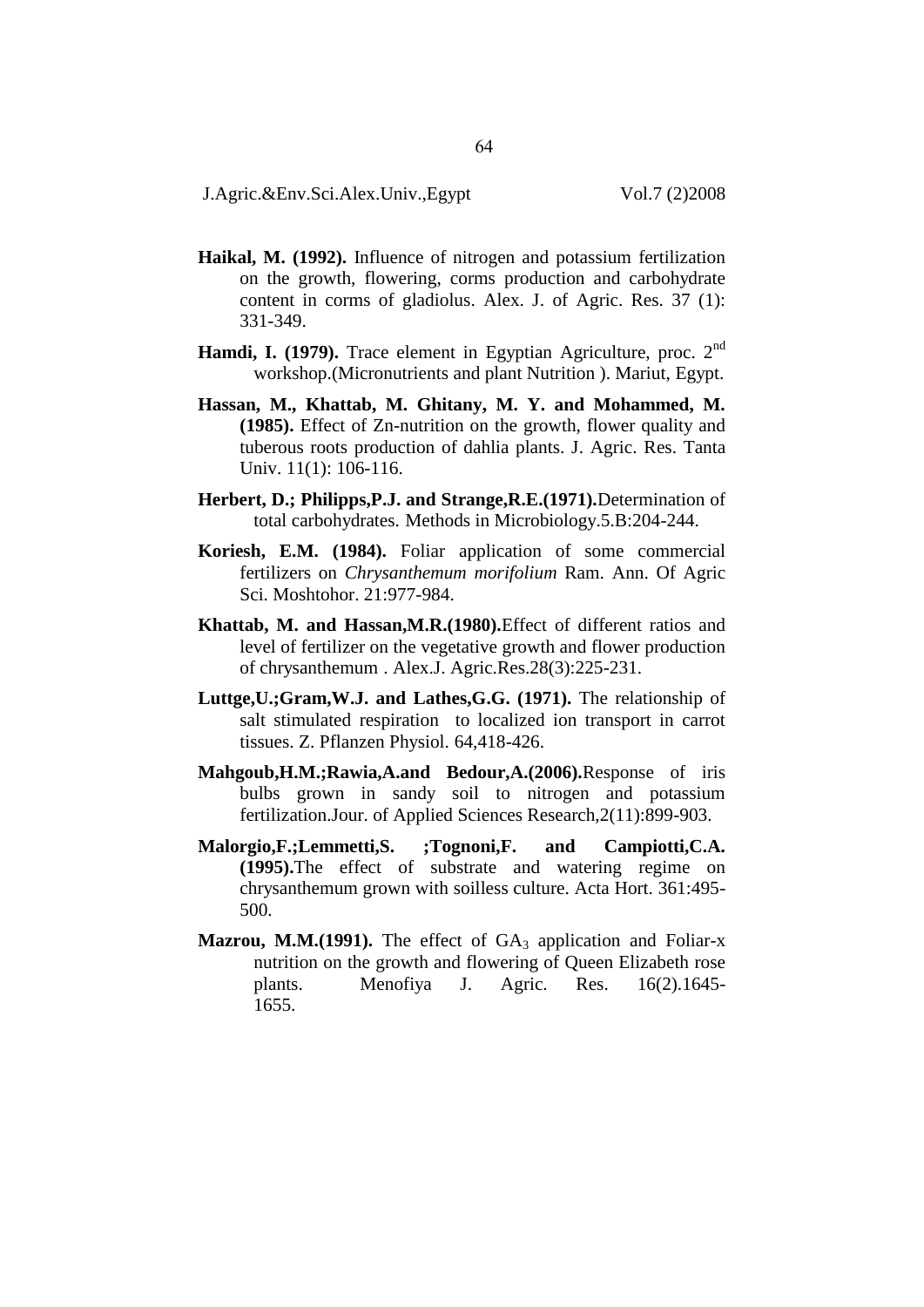**Haikal, M. (1992).** Influence of nitrogen and potassium fertilization on the growth, flowering, corms production and carbohydrate content in corms of gladiolus. Alex. J. of Agric. Res. 37 (1): 331-349.

**Hamdi, I. (1979).** Trace element in Egyptian Agriculture, proc. 2$^{nd}$ workshop.(Micronutrients and plant Nutrition ). Mariut, Egypt.

**Hassan, M., Khattab, M. Ghitany, M. Y. and Mohammed, M. (1985).** Effect of Zn-nutrition on the growth, flower quality and tuberous roots production of dahlia plants. J. Agric. Res. Tanta Univ. 11(1): 106-116.

**Herbert, D.; Philipps,P.J. and Strange,R.E.(1971).**Determination of total carbohydrates. Methods in Microbiology.5.B:204-244.

**Koriesh, E.M. (1984).** Foliar application of some commercial fertilizers on *Chrysanthemum morifolium* Ram. Ann. Of Agric Sci. Moshtohor. 21:977-984.

**Khattab, M. and Hassan,M.R.(1980).**Effect of different ratios and level of fertilizer on the vegetative growth and flower production of chrysanthemum . Alex.J. Agric.Res.28(3):225-231.

**Luttge,U.;Gram,W.J. and Lathes,G.G. (1971).** The relationship of salt stimulated respiration to localized ion transport in carrot tissues. Z. Pflanzen Physiol. 64,418-426.

**Mahgoub,H.M.;Rawia,A.and Bedour,A.(2006).**Response of iris bulbs grown in sandy soil to nitrogen and potassium fertilization.Jour. of Applied Sciences Research,2(11):899-903.

**Malorgio,F.;Lemmetti,S. ;Tognoni,F. and Campiotti,C.A. (1995).**The effect of substrate and watering regime on chrysanthemum grown with soilless culture. Acta Hort. 361:495-500.

**Mazrou, M.M.(1991).** The effect of $GA_3$ application and Foliar-x nutrition on the growth and flowering of Queen Elizabeth rose plants. Menofiya J. Agric. Res. 16(2).1645-1655.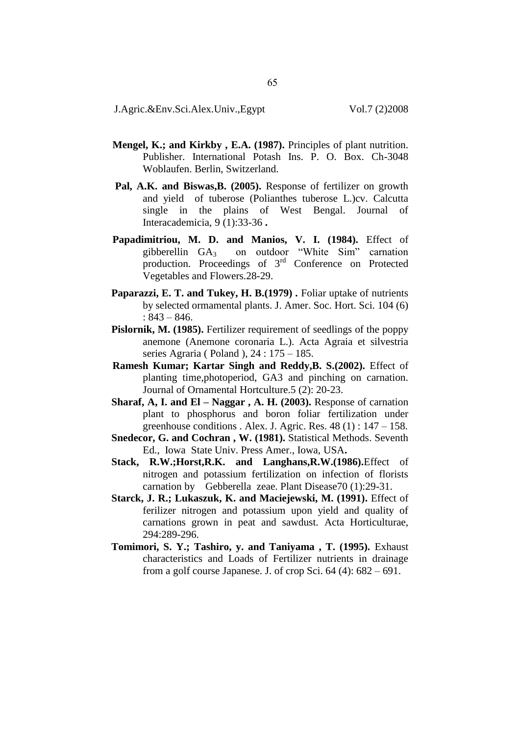**Mengel, K.; and Kirkby , E.A. (1987).** Principles of plant nutrition. Publisher. International Potash Ins. P. O. Box. Ch-3048 Woblaufen. Berlin, Switzerland.

**Pal, A.K. and Biswas,B. (2005).** Response of fertilizer on growth and yield of tuberose (Polianthes tuberose L.)cv. Calcutta single in the plains of West Bengal. Journal of Interacademicia, 9 (1):33-36 **.**

**Papadimitriou, M. D. and Manios, V. I. (1984).** Effect of gibberellin $GA_3$ on outdoor "White Sim" carnation production. Proceedings of 3rd Conference on Protected Vegetables and Flowers.28-29.

**Paparazzi, E. T. and Tukey, H. B.(1979) .** Foliar uptake of nutrients by selected ormamental plants. J. Amer. Soc. Hort. Sci. 104 (6) : 843 – 846.

**Pislornik, M. (1985).** Fertilizer requirement of seedlings of the poppy anemone (Anemone coronaria L.). Acta Agraia et silvestria series Agraria ( Poland ), 24 : 175 – 185.

**Ramesh Kumar; Kartar Singh and Reddy,B. S.(2002).** Effect of planting time,photoperiod, GA3 and pinching on carnation. Journal of Ornamental Hortculture.5 (2): 20-23.

**Sharaf, A, I. and El – Naggar , A. H. (2003).** Response of carnation plant to phosphorus and boron foliar fertilization under greenhouse conditions . Alex. J. Agric. Res. 48 (1) : 147 – 158.

**Snedecor, G. and Cochran , W. (1981).** Statistical Methods. Seventh Ed., Iowa State Univ. Press Amer., Iowa, USA**.**

**Stack, R.W.;Horst,R.K. and Langhans,R.W.(1986).**Effect of nitrogen and potassium fertilization on infection of florists carnation by Gebberella zeae. Plant Disease70 (1):29-31.

**Starck, J. R.; Lukaszuk, K. and Maciejewski, M. (1991).** Effect of ferilizer nitrogen and potassium upon yield and quality of carnations grown in peat and sawdust. Acta Horticulturae, 294:289-296.

**Tomimori, S. Y.; Tashiro, y. and Taniyama , T. (1995).** Exhaust characteristics and Loads of Fertilizer nutrients in drainage from a golf course Japanese. J. of crop Sci. 64 (4): 682 – 691.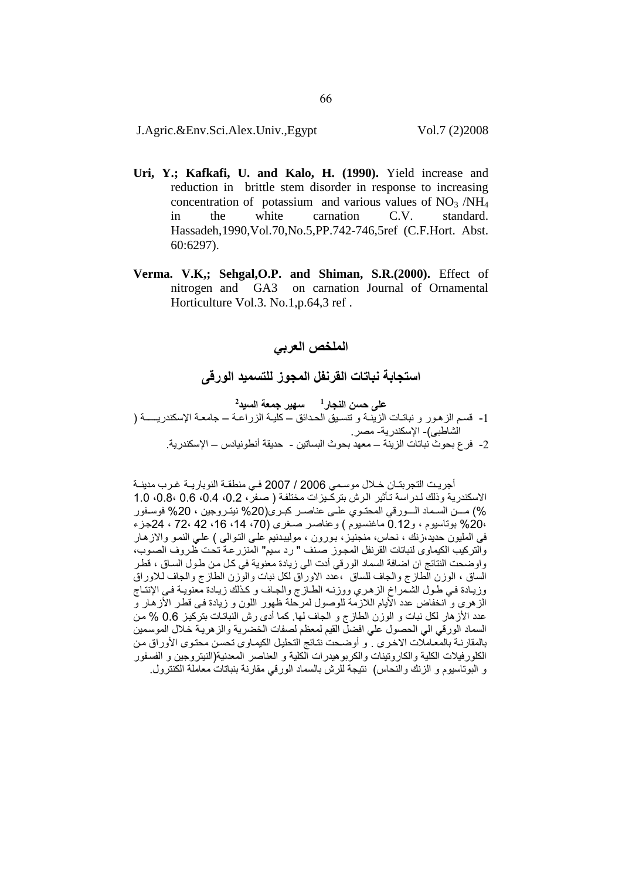**Uri, Y.; Kafkafi, U. and Kalo, H. (1990).** Yield increase and reduction in brittle stem disorder in response to increasing concentration of potassium and various values of $NO_3$ /$NH_4$ in the white carnation C.V. standard. Hassadeh,1990,Vol.70,No.5,PP.742-746,5ref (C.F.Hort. Abst. 60:6297).

**Verma. V.K,; Sehgal,O.P. and Shiman, S.R.(2000).** Effect of nitrogen and GA3 on carnation Journal of Ornamental Horticulture Vol.3. No.1,p.64,3 ref .

## الملخص العربي

## استجابة نباتات القرنفل المجوز للتسميد الورقى

**على حسن النجار[1] سهير جمعة السيد[2]**

1- قسم الزهور و نباتات الزينة و تنسيق الحدائق – كلية الزراعة – جامعة الإسكندرية ( الشاطبى)- الإسكندرية- مصر.

2- فرع بحوث نباتات الزينة – معهد بحوث البساتين - حديقة أنطونيادس – الإسكندرية.

أجريت التجربتان خلال موسمي 2006 / 2007 في منطقة النوبارية غرب مدينة الاسكندرية وذلك لدراسة تأثير الرش بتركيزات مختلفة ( صفر، 0.2، 0.4، 0.6 ،0.8، 1.0 %) من السماد الورقي المحتوي على عناصر كبرى(20% نيتروجين ، 20% فوسفور ،20% بوتاسيوم ، و0.12 ماغنسيوم ) وعناصر صغرى (70، 14، 16، 42 ،72 ، 24جزء فى المليون حديد،زنك ، نحاس، منجنيز، بورون ، موليبدنيم على التوالى ) علي النمو والازهار والتركيب الكيماوى لنباتات القرنفل المجوز صنف " رد سيم" المنزرعة تحت ظروف الصوب، واوضحت النتائج ان اضافة السماد الورقي أدت الي زيادة معنوية في كل من طول الساق ، قطر الساق ، الوزن الطازج والجاف للساق ،عدد الاوراق لكل نبات والوزن الطازج والجاف للاوراق وزيادة في طول الشمراخ الزهري ووزنه الطازج والجاف و كذلك زيادة معنوية في الإنتاج الزهرى و انخفاض عدد الأيام اللازمة للوصول لمرحلة ظهور اللون و زيادة فى قطر الأزهار و عدد الأزهار لكل نبات و الوزن الطازج و الجاف لها. كما أدى رش النباتات بتركيز 0.6 % من السماد الورقي الي الحصول علي افضل القيم لمعظم لصفات الخضرية والزهرية خلال الموسمين بالمقارنة بالمعاملات الاخرى . و أوضحت نتائج التحليل الكيماوى تحسن محتوى الأوراق من الكلورفيلات الكلية والكاروتينات والكربوهيدرات الكلية و العناصر المعدنية(النيتروجين و الفسفور و البوتاسيوم و الزنك والنحاس) نتيجة للرش بالسماد الورقي مقارنة بنباتات معاملة الكنترول.